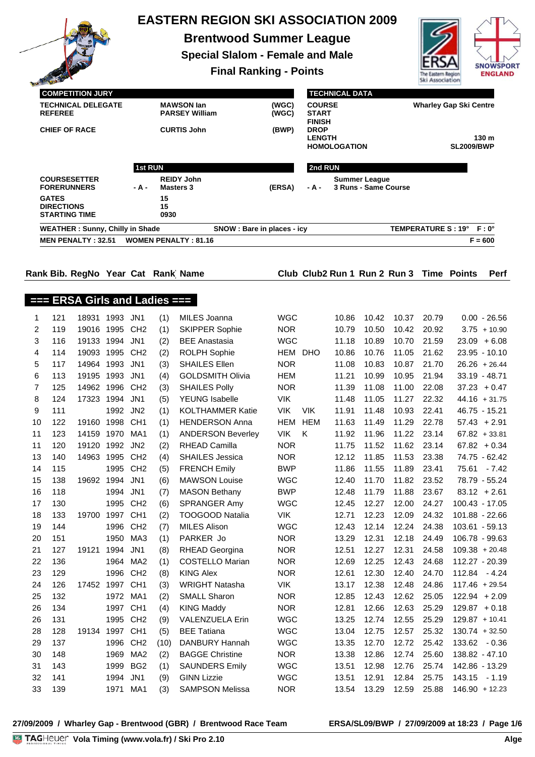# EASTERN REGION SKI ASSOCIATION 2009

## Brentwood Summer League

### Special Slalom - Female and Male

### Final Ranking - Points

| COMPETITION JURY | | |
|---|---|---|
| TECHNICAL DELEGATE | MAWSON Ian | (WGC) |
| REFEREE | PARSEY William | (WGC) |
| CHIEF OF RACE | CURTIS John | (BWP) |

| TECHNICAL DATA | |
|---|---|
| COURSE | Wharley Gap Ski Centre |
| START | |
| FINISH | |
| DROP | |
| LENGTH | 130 m |
| HOMOLOGATION | SL2009/BWP |

| | 1st RUN | | 2nd RUN |
|---|---|---|---|
| COURSESETTER | | REIDY John | Summer League |
| FORERUNNERS | - A - | Masters 3 (ERSA) | - A - 3 Runs - Same Course |
| GATES | | 15 | |
| DIRECTIONS | | 15 | |
| STARTING TIME | | 0930 | |

**WEATHER : Sunny, Chilly in Shade** **SNOW : Bare in places - icy** **TEMPERATURE S : 19° F : 0°**

**MEN PENALTY : 32.51** **WOMEN PENALTY : 81.16** **F = 600**

## === ERSA Girls and Ladies ===

| Rank | Bib. | RegNo | Year | Cat | Rank | Name | Club | Club2 | Run 1 | Run 2 | Run 3 | Time | Points | Perf |
|---|---|---|---|---|---|---|---|---|---|---|---|---|---|---|
| 1 | 121 | 18931 | 1993 | JN1 | (1) | MILES Joanna | WGC | | 10.86 | 10.42 | 10.37 | 20.79 | 0.00 | - 26.56 |
| 2 | 119 | 19016 | 1995 | CH2 | (1) | SKIPPER Sophie | NOR | | 10.79 | 10.50 | 10.42 | 20.92 | 3.75 | + 10.90 |
| 3 | 116 | 19133 | 1994 | JN1 | (2) | BEE Anastasia | WGC | | 11.18 | 10.89 | 10.70 | 21.59 | 23.09 | + 6.08 |
| 4 | 114 | 19093 | 1995 | CH2 | (2) | ROLPH Sophie | HEM | DHO | 10.86 | 10.76 | 11.05 | 21.62 | 23.95 | - 10.10 |
| 5 | 117 | 14964 | 1993 | JN1 | (3) | SHAILES Ellen | NOR | | 11.08 | 10.83 | 10.87 | 21.70 | 26.26 | + 26.44 |
| 6 | 113 | 19195 | 1993 | JN1 | (4) | GOLDSMITH Olivia | HEM | | 11.21 | 10.99 | 10.95 | 21.94 | 33.19 | - 48.71 |
| 7 | 125 | 14962 | 1996 | CH2 | (3) | SHAILES Polly | NOR | | 11.39 | 11.08 | 11.00 | 22.08 | 37.23 | + 0.47 |
| 8 | 124 | 17323 | 1994 | JN1 | (5) | YEUNG Isabelle | VIK | | 11.48 | 11.05 | 11.27 | 22.32 | 44.16 | + 31.75 |
| 9 | 111 | | 1992 | JN2 | (1) | KOLTHAMMER Katie | VIK | VIK | 11.91 | 11.48 | 10.93 | 22.41 | 46.75 | - 15.21 |
| 10 | 122 | 19160 | 1998 | CH1 | (1) | HENDERSON Anna | HEM | HEM | 11.63 | 11.49 | 11.29 | 22.78 | 57.43 | + 2.91 |
| 11 | 123 | 14159 | 1970 | MA1 | (1) | ANDERSON Beverley | VIK | K | 11.92 | 11.96 | 11.22 | 23.14 | 67.82 | + 33.81 |
| 11 | 120 | 19120 | 1992 | JN2 | (2) | RHEAD Camilla | NOR | | 11.75 | 11.52 | 11.62 | 23.14 | 67.82 | + 0.34 |
| 13 | 140 | 14963 | 1995 | CH2 | (4) | SHAILES Jessica | NOR | | 12.12 | 11.85 | 11.53 | 23.38 | 74.75 | - 62.42 |
| 14 | 115 | | 1995 | CH2 | (5) | FRENCH Emily | BWP | | 11.86 | 11.55 | 11.89 | 23.41 | 75.61 | - 7.42 |
| 15 | 138 | 19692 | 1994 | JN1 | (6) | MAWSON Louise | WGC | | 12.40 | 11.70 | 11.82 | 23.52 | 78.79 | - 55.24 |
| 16 | 118 | | 1994 | JN1 | (7) | MASON Bethany | BWP | | 12.48 | 11.79 | 11.88 | 23.67 | 83.12 | + 2.61 |
| 17 | 130 | | 1995 | CH2 | (6) | SPRANGER Amy | WGC | | 12.45 | 12.27 | 12.00 | 24.27 | 100.43 | - 17.05 |
| 18 | 133 | 19700 | 1997 | CH1 | (2) | TOOGOOD Natalia | VIK | | 12.71 | 12.23 | 12.09 | 24.32 | 101.88 | - 22.66 |
| 19 | 144 | | 1996 | CH2 | (7) | MILES Alison | WGC | | 12.43 | 12.14 | 12.24 | 24.38 | 103.61 | - 59.13 |
| 20 | 151 | | 1950 | MA3 | (1) | PARKER Jo | NOR | | 13.29 | 12.31 | 12.18 | 24.49 | 106.78 | - 99.63 |
| 21 | 127 | 19121 | 1994 | JN1 | (8) | RHEAD Georgina | NOR | | 12.51 | 12.27 | 12.31 | 24.58 | 109.38 | + 20.48 |
| 22 | 136 | | 1964 | MA2 | (1) | COSTELLO Marian | NOR | | 12.69 | 12.25 | 12.43 | 24.68 | 112.27 | - 20.39 |
| 23 | 129 | | 1996 | CH2 | (8) | KING Alex | NOR | | 12.61 | 12.30 | 12.40 | 24.70 | 112.84 | - 4.24 |
| 24 | 126 | 17452 | 1997 | CH1 | (3) | WRIGHT Natasha | VIK | | 13.17 | 12.38 | 12.48 | 24.86 | 117.46 | + 29.54 |
| 25 | 132 | | 1972 | MA1 | (2) | SMALL Sharon | NOR | | 12.85 | 12.43 | 12.62 | 25.05 | 122.94 | + 2.09 |
| 26 | 134 | | 1997 | CH1 | (4) | KING Maddy | NOR | | 12.81 | 12.66 | 12.63 | 25.29 | 129.87 | + 0.18 |
| 26 | 131 | | 1995 | CH2 | (9) | VALENZUELA Erin | WGC | | 13.25 | 12.74 | 12.55 | 25.29 | 129.87 | + 10.41 |
| 28 | 128 | 19134 | 1997 | CH1 | (5) | BEE Tatiana | WGC | | 13.04 | 12.75 | 12.57 | 25.32 | 130.74 | + 32.50 |
| 29 | 137 | | 1996 | CH2 | (10) | DANBURY Hannah | WGC | | 13.35 | 12.70 | 12.72 | 25.42 | 133.62 | - 0.36 |
| 30 | 148 | | 1969 | MA2 | (2) | BAGGE Christine | NOR | | 13.38 | 12.86 | 12.74 | 25.60 | 138.82 | - 47.10 |
| 31 | 143 | | 1999 | BG2 | (1) | SAUNDERS Emily | WGC | | 13.51 | 12.98 | 12.76 | 25.74 | 142.86 | - 13.29 |
| 32 | 141 | | 1994 | JN1 | (9) | GINN Lizzie | WGC | | 13.51 | 12.91 | 12.84 | 25.75 | 143.15 | - 1.19 |
| 33 | 139 | | 1971 | MA1 | (3) | SAMPSON Melissa | NOR | | 13.54 | 13.29 | 12.59 | 25.88 | 146.90 | + 12.23 |

27/09/2009 / Wharley Gap - Brentwood (GBR) / Brentwood Race Team — ERSA/SL09/BWP / 27/09/2009 at 18:23

TAGHeuer Vola Timing (www.vola.fr) / Ski Pro 2.10 — Alge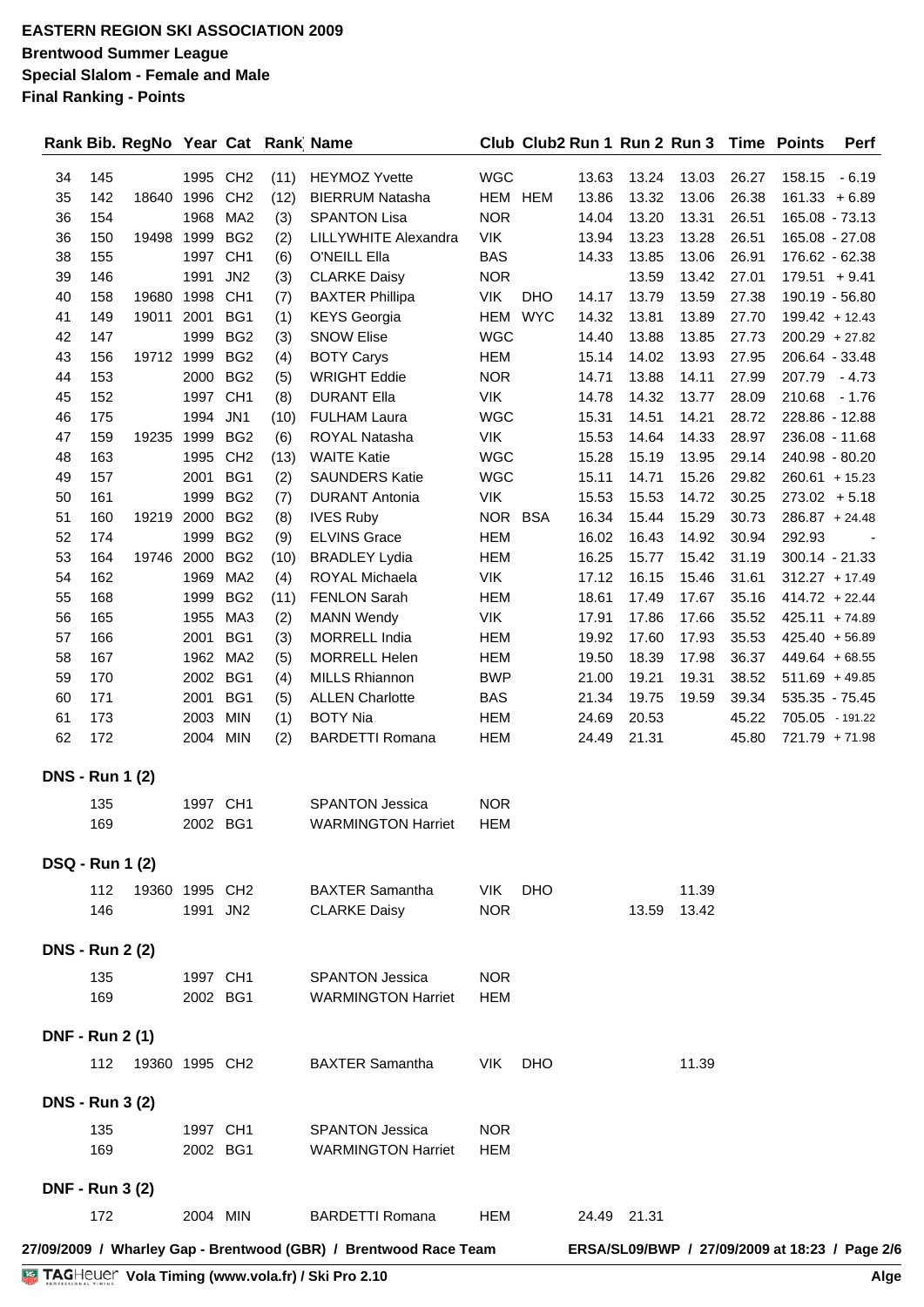**EASTERN REGION SKI ASSOCIATION 2009**
**Brentwood Summer League**
**Special Slalom - Female and Male**
**Final Ranking - Points**

| Rank | Bib. | RegNo | Year | Cat | Rank | Name | Club | Club2 | Run 1 | Run 2 | Run 3 | Time | Points | Perf |
|---|---|---|---|---|---|---|---|---|---|---|---|---|---|---|
| 34 | 145 | | 1995 | CH2 | (11) | HEYMOZ Yvette | WGC | | 13.63 | 13.24 | 13.03 | 26.27 | 158.15 | - 6.19 |
| 35 | 142 | 18640 | 1996 | CH2 | (12) | BIERRUM Natasha | HEM | HEM | 13.86 | 13.32 | 13.06 | 26.38 | 161.33 | + 6.89 |
| 36 | 154 | | 1968 | MA2 | (3) | SPANTON Lisa | NOR | | 14.04 | 13.20 | 13.31 | 26.51 | 165.08 | - 73.13 |
| 36 | 150 | 19498 | 1999 | BG2 | (2) | LILLYWHITE Alexandra | VIK | | 13.94 | 13.23 | 13.28 | 26.51 | 165.08 | - 27.08 |
| 38 | 155 | | 1997 | CH1 | (6) | O'NEILL Ella | BAS | | 14.33 | 13.85 | 13.06 | 26.91 | 176.62 | - 62.38 |
| 39 | 146 | | 1991 | JN2 | (3) | CLARKE Daisy | NOR | | | 13.59 | 13.42 | 27.01 | 179.51 | + 9.41 |
| 40 | 158 | 19680 | 1998 | CH1 | (7) | BAXTER Phillipa | VIK | DHO | 14.17 | 13.79 | 13.59 | 27.38 | 190.19 | - 56.80 |
| 41 | 149 | 19011 | 2001 | BG1 | (1) | KEYS Georgia | HEM | WYC | 14.32 | 13.81 | 13.89 | 27.70 | 199.42 | + 12.43 |
| 42 | 147 | | 1999 | BG2 | (3) | SNOW Elise | WGC | | 14.40 | 13.88 | 13.85 | 27.73 | 200.29 | + 27.82 |
| 43 | 156 | 19712 | 1999 | BG2 | (4) | BOTY Carys | HEM | | 15.14 | 14.02 | 13.93 | 27.95 | 206.64 | - 33.48 |
| 44 | 153 | | 2000 | BG2 | (5) | WRIGHT Eddie | NOR | | 14.71 | 13.88 | 14.11 | 27.99 | 207.79 | - 4.73 |
| 45 | 152 | | 1997 | CH1 | (8) | DURANT Ella | VIK | | 14.78 | 14.32 | 13.77 | 28.09 | 210.68 | - 1.76 |
| 46 | 175 | | 1994 | JN1 | (10) | FULHAM Laura | WGC | | 15.31 | 14.51 | 14.21 | 28.72 | 228.86 | - 12.88 |
| 47 | 159 | 19235 | 1999 | BG2 | (6) | ROYAL Natasha | VIK | | 15.53 | 14.64 | 14.33 | 28.97 | 236.08 | - 11.68 |
| 48 | 163 | | 1995 | CH2 | (13) | WAITE Katie | WGC | | 15.28 | 15.19 | 13.95 | 29.14 | 240.98 | - 80.20 |
| 49 | 157 | | 2001 | BG1 | (2) | SAUNDERS Katie | WGC | | 15.11 | 14.71 | 15.26 | 29.82 | 260.61 | + 15.23 |
| 50 | 161 | | 1999 | BG2 | (7) | DURANT Antonia | VIK | | 15.53 | 15.53 | 14.72 | 30.25 | 273.02 | + 5.18 |
| 51 | 160 | 19219 | 2000 | BG2 | (8) | IVES Ruby | NOR | BSA | 16.34 | 15.44 | 15.29 | 30.73 | 286.87 | + 24.48 |
| 52 | 174 | | 1999 | BG2 | (9) | ELVINS Grace | HEM | | 16.02 | 16.43 | 14.92 | 30.94 | 292.93 | - |
| 53 | 164 | 19746 | 2000 | BG2 | (10) | BRADLEY Lydia | HEM | | 16.25 | 15.77 | 15.42 | 31.19 | 300.14 | - 21.33 |
| 54 | 162 | | 1969 | MA2 | (4) | ROYAL Michaela | VIK | | 17.12 | 16.15 | 15.46 | 31.61 | 312.27 | + 17.49 |
| 55 | 168 | | 1999 | BG2 | (11) | FENLON Sarah | HEM | | 18.61 | 17.49 | 17.67 | 35.16 | 414.72 | + 22.44 |
| 56 | 165 | | 1955 | MA3 | (2) | MANN Wendy | VIK | | 17.91 | 17.86 | 17.66 | 35.52 | 425.11 | + 74.89 |
| 57 | 166 | | 2001 | BG1 | (3) | MORRELL India | HEM | | 19.92 | 17.60 | 17.93 | 35.53 | 425.40 | + 56.89 |
| 58 | 167 | | 1962 | MA2 | (5) | MORRELL Helen | HEM | | 19.50 | 18.39 | 17.98 | 36.37 | 449.64 | + 68.55 |
| 59 | 170 | | 2002 | BG1 | (4) | MILLS Rhiannon | BWP | | 21.00 | 19.21 | 19.31 | 38.52 | 511.69 | + 49.85 |
| 60 | 171 | | 2001 | BG1 | (5) | ALLEN Charlotte | BAS | | 21.34 | 19.75 | 19.59 | 39.34 | 535.35 | - 75.45 |
| 61 | 173 | | 2003 | MIN | (1) | BOTY Nia | HEM | | 24.69 | 20.53 | | 45.22 | 705.05 | - 191.22 |
| 62 | 172 | | 2004 | MIN | (2) | BARDETTI Romana | HEM | | 24.49 | 21.31 | | 45.80 | 721.79 | + 71.98 |

**DNS - Run 1 (2)**

| Bib. | RegNo | Year | Cat | Name | Club | Club2 | Run 1 | Run 2 | Run 3 |
|---|---|---|---|---|---|---|---|---|---|
| 135 | | 1997 | CH1 | SPANTON Jessica | NOR | | | | |
| 169 | | 2002 | BG1 | WARMINGTON Harriet | HEM | | | | |

**DSQ - Run 1 (2)**

| Bib. | RegNo | Year | Cat | Name | Club | Club2 | Run 1 | Run 2 | Run 3 |
|---|---|---|---|---|---|---|---|---|---|
| 112 | 19360 | 1995 | CH2 | BAXTER Samantha | VIK | DHO | | | 11.39 |
| 146 | | 1991 | JN2 | CLARKE Daisy | NOR | | | 13.59 | 13.42 |

**DNS - Run 2 (2)**

| Bib. | RegNo | Year | Cat | Name | Club | Club2 | Run 1 | Run 2 | Run 3 |
|---|---|---|---|---|---|---|---|---|---|
| 135 | | 1997 | CH1 | SPANTON Jessica | NOR | | | | |
| 169 | | 2002 | BG1 | WARMINGTON Harriet | HEM | | | | |

**DNF - Run 2 (1)**

| Bib. | RegNo | Year | Cat | Name | Club | Club2 | Run 1 | Run 2 | Run 3 |
|---|---|---|---|---|---|---|---|---|---|
| 112 | 19360 | 1995 | CH2 | BAXTER Samantha | VIK | DHO | | | 11.39 |

**DNS - Run 3 (2)**

| Bib. | RegNo | Year | Cat | Name | Club | Club2 | Run 1 | Run 2 | Run 3 |
|---|---|---|---|---|---|---|---|---|---|
| 135 | | 1997 | CH1 | SPANTON Jessica | NOR | | | | |
| 169 | | 2002 | BG1 | WARMINGTON Harriet | HEM | | | | |

**DNF - Run 3 (2)**

| Bib. | RegNo | Year | Cat | Name | Club | Club2 | Run 1 | Run 2 | Run 3 |
|---|---|---|---|---|---|---|---|---|---|
| 172 | | 2004 | MIN | BARDETTI Romana | HEM | | 24.49 | 21.31 | |

27/09/2009 / Wharley Gap - Brentwood (GBR) / Brentwood Race Team — ERSA/SL09/BWP / 27/09/2009 at 18:23

TAGHeuer Vola Timing (www.vola.fr) / Ski Pro 2.10 — Alge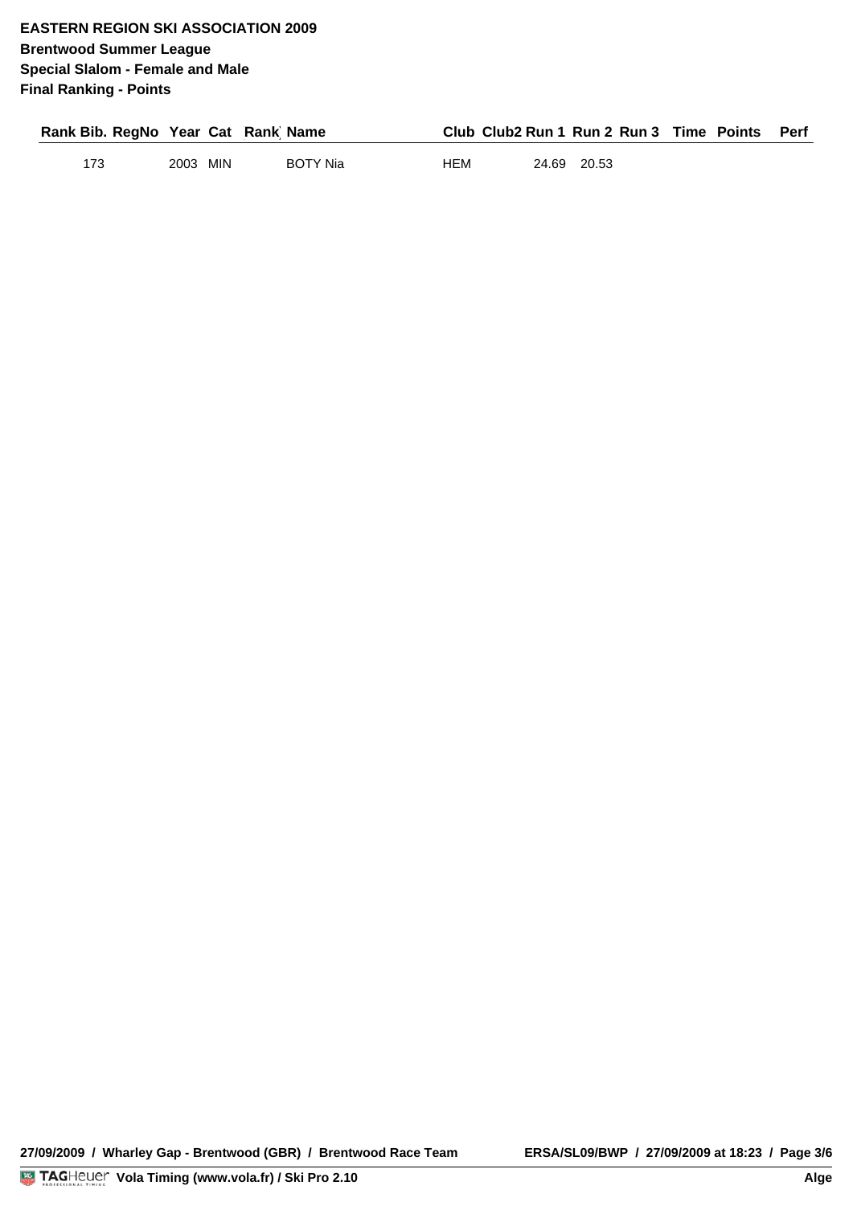**EASTERN REGION SKI ASSOCIATION 2009**
**Brentwood Summer League**
**Special Slalom - Female and Male**
**Final Ranking - Points**

| Rank | Bib. | RegNo | Year | Cat | Rank | Name | Club | Club2 | Run 1 | Run 2 | Run 3 | Time | Points | Perf |
|---|---|---|---|---|---|---|---|---|---|---|---|---|---|---|
| | 173 | | 2003 | MIN | | BOTY Nia | HEM | | 24.69 | 20.53 | | | | |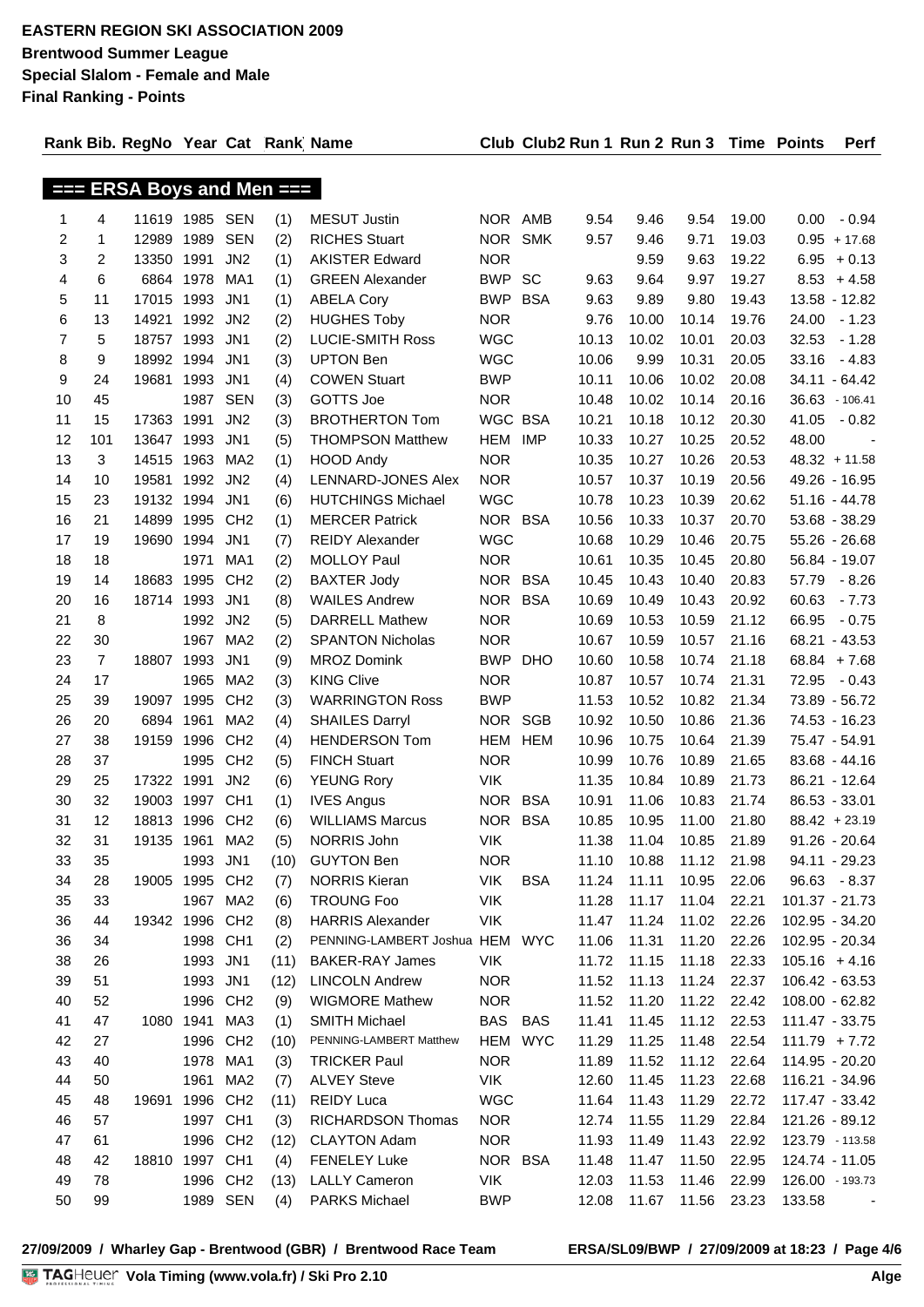**EASTERN REGION SKI ASSOCIATION 2009**
**Brentwood Summer League**
**Special Slalom - Female and Male**
**Final Ranking - Points**

| Rank | Bib. | RegNo | Year | Cat | Rank | Name | Club | Club2 | Run 1 | Run 2 | Run 3 | Time | Points | Perf |
|---|---|---|---|---|---|---|---|---|---|---|---|---|---|---|
| **=== ERSA Boys and Men ===** | | | | | | | | | | | | | | |
| 1 | 4 | 11619 | 1985 | SEN | (1) | MESUT Justin | NOR | AMB | 9.54 | 9.46 | 9.54 | 19.00 | 0.00 | - 0.94 |
| 2 | 1 | 12989 | 1989 | SEN | (2) | RICHES Stuart | NOR | SMK | 9.57 | 9.46 | 9.71 | 19.03 | 0.95 | + 17.68 |
| 3 | 2 | 13350 | 1991 | JN2 | (1) | AKISTER Edward | NOR | | | 9.59 | 9.63 | 19.22 | 6.95 | + 0.13 |
| 4 | 6 | 6864 | 1978 | MA1 | (1) | GREEN Alexander | BWP | SC | 9.63 | 9.64 | 9.97 | 19.27 | 8.53 | + 4.58 |
| 5 | 11 | 17015 | 1993 | JN1 | (1) | ABELA Cory | BWP | BSA | 9.63 | 9.89 | 9.80 | 19.43 | 13.58 | - 12.82 |
| 6 | 13 | 14921 | 1992 | JN2 | (2) | HUGHES Toby | NOR | | 9.76 | 10.00 | 10.14 | 19.76 | 24.00 | - 1.23 |
| 7 | 5 | 18757 | 1993 | JN1 | (2) | LUCIE-SMITH Ross | WGC | | 10.13 | 10.02 | 10.01 | 20.03 | 32.53 | - 1.28 |
| 8 | 9 | 18992 | 1994 | JN1 | (3) | UPTON Ben | WGC | | 10.06 | 9.99 | 10.31 | 20.05 | 33.16 | - 4.83 |
| 9 | 24 | 19681 | 1993 | JN1 | (4) | COWEN Stuart | BWP | | 10.11 | 10.06 | 10.02 | 20.08 | 34.11 | - 64.42 |
| 10 | 45 | | 1987 | SEN | (3) | GOTTS Joe | NOR | | 10.48 | 10.02 | 10.14 | 20.16 | 36.63 | - 106.41 |
| 11 | 15 | 17363 | 1991 | JN2 | (3) | BROTHERTON Tom | WGC | BSA | 10.21 | 10.18 | 10.12 | 20.30 | 41.05 | - 0.82 |
| 12 | 101 | 13647 | 1993 | JN1 | (5) | THOMPSON Matthew | HEM | IMP | 10.33 | 10.27 | 10.25 | 20.52 | 48.00 | - |
| 13 | 3 | 14515 | 1963 | MA2 | (1) | HOOD Andy | NOR | | 10.35 | 10.27 | 10.26 | 20.53 | 48.32 | + 11.58 |
| 14 | 10 | 19581 | 1992 | JN2 | (4) | LENNARD-JONES Alex | NOR | | 10.57 | 10.37 | 10.19 | 20.56 | 49.26 | - 16.95 |
| 15 | 23 | 19132 | 1994 | JN1 | (6) | HUTCHINGS Michael | WGC | | 10.78 | 10.23 | 10.39 | 20.62 | 51.16 | - 44.78 |
| 16 | 21 | 14899 | 1995 | CH2 | (1) | MERCER Patrick | NOR | BSA | 10.56 | 10.33 | 10.37 | 20.70 | 53.68 | - 38.29 |
| 17 | 19 | 19690 | 1994 | JN1 | (7) | REIDY Alexander | WGC | | 10.68 | 10.29 | 10.46 | 20.75 | 55.26 | - 26.68 |
| 18 | 18 | | 1971 | MA1 | (2) | MOLLOY Paul | NOR | | 10.61 | 10.35 | 10.45 | 20.80 | 56.84 | - 19.07 |
| 19 | 14 | 18683 | 1995 | CH2 | (2) | BAXTER Jody | NOR | BSA | 10.45 | 10.43 | 10.40 | 20.83 | 57.79 | - 8.26 |
| 20 | 16 | 18714 | 1993 | JN1 | (8) | WAILES Andrew | NOR | BSA | 10.69 | 10.49 | 10.43 | 20.92 | 60.63 | - 7.73 |
| 21 | 8 | | 1992 | JN2 | (5) | DARRELL Mathew | NOR | | 10.69 | 10.53 | 10.59 | 21.12 | 66.95 | - 0.75 |
| 22 | 30 | | 1967 | MA2 | (2) | SPANTON Nicholas | NOR | | 10.67 | 10.59 | 10.57 | 21.16 | 68.21 | - 43.53 |
| 23 | 7 | 18807 | 1993 | JN1 | (9) | MROZ Domink | BWP | DHO | 10.60 | 10.58 | 10.74 | 21.18 | 68.84 | + 7.68 |
| 24 | 17 | | 1965 | MA2 | (3) | KING Clive | NOR | | 10.87 | 10.57 | 10.74 | 21.31 | 72.95 | - 0.43 |
| 25 | 39 | 19097 | 1995 | CH2 | (3) | WARRINGTON Ross | BWP | | 11.53 | 10.52 | 10.82 | 21.34 | 73.89 | - 56.72 |
| 26 | 20 | 6894 | 1961 | MA2 | (4) | SHAILES Darryl | NOR | SGB | 10.92 | 10.50 | 10.86 | 21.36 | 74.53 | - 16.23 |
| 27 | 38 | 19159 | 1996 | CH2 | (4) | HENDERSON Tom | HEM | HEM | 10.96 | 10.75 | 10.64 | 21.39 | 75.47 | - 54.91 |
| 28 | 37 | | 1995 | CH2 | (5) | FINCH Stuart | NOR | | 10.99 | 10.76 | 10.89 | 21.65 | 83.68 | - 44.16 |
| 29 | 25 | 17322 | 1991 | JN2 | (6) | YEUNG Rory | VIK | | 11.35 | 10.84 | 10.89 | 21.73 | 86.21 | - 12.64 |
| 30 | 32 | 19003 | 1997 | CH1 | (1) | IVES Angus | NOR | BSA | 10.91 | 11.06 | 10.83 | 21.74 | 86.53 | - 33.01 |
| 31 | 12 | 18813 | 1996 | CH2 | (6) | WILLIAMS Marcus | NOR | BSA | 10.85 | 10.95 | 11.00 | 21.80 | 88.42 | + 23.19 |
| 32 | 31 | 19135 | 1961 | MA2 | (5) | NORRIS John | VIK | | 11.38 | 11.04 | 10.85 | 21.89 | 91.26 | - 20.64 |
| 33 | 35 | | 1993 | JN1 | (10) | GUYTON Ben | NOR | | 11.10 | 10.88 | 11.12 | 21.98 | 94.11 | - 29.23 |
| 34 | 28 | 19005 | 1995 | CH2 | (7) | NORRIS Kieran | VIK | BSA | 11.24 | 11.11 | 10.95 | 22.06 | 96.63 | - 8.37 |
| 35 | 33 | | 1967 | MA2 | (6) | TROUNG Foo | VIK | | 11.28 | 11.17 | 11.04 | 22.21 | 101.37 | - 21.73 |
| 36 | 44 | 19342 | 1996 | CH2 | (8) | HARRIS Alexander | VIK | | 11.47 | 11.24 | 11.02 | 22.26 | 102.95 | - 34.20 |
| 36 | 34 | | 1998 | CH1 | (2) | PENNING-LAMBERT Joshua | HEM | WYC | 11.06 | 11.31 | 11.20 | 22.26 | 102.95 | - 20.34 |
| 38 | 26 | | 1993 | JN1 | (11) | BAKER-RAY James | VIK | | 11.72 | 11.15 | 11.18 | 22.33 | 105.16 | + 4.16 |
| 39 | 51 | | 1993 | JN1 | (12) | LINCOLN Andrew | NOR | | 11.52 | 11.13 | 11.24 | 22.37 | 106.42 | - 63.53 |
| 40 | 52 | | 1996 | CH2 | (9) | WIGMORE Mathew | NOR | | 11.52 | 11.20 | 11.22 | 22.42 | 108.00 | - 62.82 |
| 41 | 47 | 1080 | 1941 | MA3 | (1) | SMITH Michael | BAS | BAS | 11.41 | 11.45 | 11.12 | 22.53 | 111.47 | - 33.75 |
| 42 | 27 | | 1996 | CH2 | (10) | PENNING-LAMBERT Matthew | HEM | WYC | 11.29 | 11.25 | 11.48 | 22.54 | 111.79 | + 7.72 |
| 43 | 40 | | 1978 | MA1 | (3) | TRICKER Paul | NOR | | 11.89 | 11.52 | 11.12 | 22.64 | 114.95 | - 20.20 |
| 44 | 50 | | 1961 | MA2 | (7) | ALVEY Steve | VIK | | 12.60 | 11.45 | 11.23 | 22.68 | 116.21 | - 34.96 |
| 45 | 48 | 19691 | 1996 | CH2 | (11) | REIDY Luca | WGC | | 11.64 | 11.43 | 11.29 | 22.72 | 117.47 | - 33.42 |
| 46 | 57 | | 1997 | CH1 | (3) | RICHARDSON Thomas | NOR | | 12.74 | 11.55 | 11.29 | 22.84 | 121.26 | - 89.12 |
| 47 | 61 | | 1996 | CH2 | (12) | CLAYTON Adam | NOR | | 11.93 | 11.49 | 11.43 | 22.92 | 123.79 | - 113.58 |
| 48 | 42 | 18810 | 1997 | CH1 | (4) | FENELEY Luke | NOR | BSA | 11.48 | 11.47 | 11.50 | 22.95 | 124.74 | - 11.05 |
| 49 | 78 | | 1996 | CH2 | (13) | LALLY Cameron | VIK | | 12.03 | 11.53 | 11.46 | 22.99 | 126.00 | - 193.73 |
| 50 | 99 | | 1989 | SEN | (4) | PARKS Michael | BWP | | 12.08 | 11.67 | 11.56 | 23.23 | 133.58 | - |

27/09/2009 / Wharley Gap - Brentwood (GBR) / Brentwood Race Team    ERSA/SL09/BWP / 27/09/2009 at 18:23

TAGHeuer Vola Timing (www.vola.fr) / Ski Pro 2.10    Alge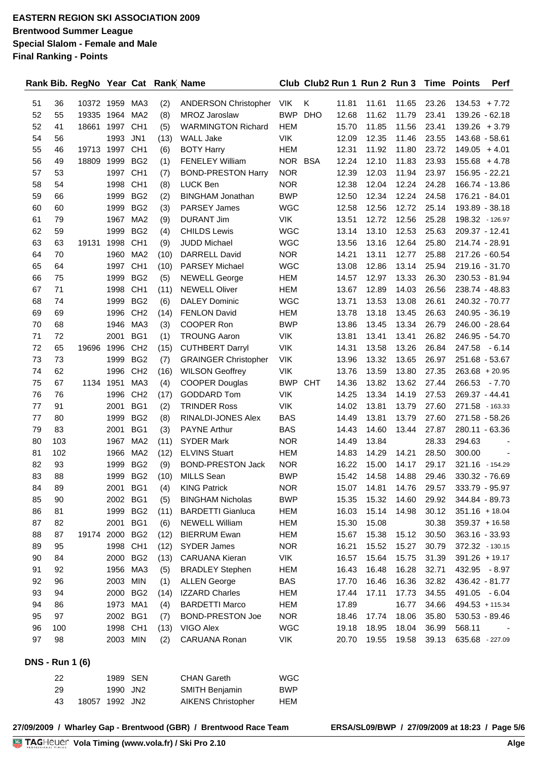**EASTERN REGION SKI ASSOCIATION 2009**
**Brentwood Summer League**
**Special Slalom - Female and Male**
**Final Ranking - Points**

| Rank | Bib. | RegNo | Year | Cat | Rank | Name | Club | Club2 | Run 1 | Run 2 | Run 3 | Time | Points | Perf |
|---|---|---|---|---|---|---|---|---|---|---|---|---|---|---|
| 51 | 36 | 10372 | 1959 | MA3 | (2) | ANDERSON Christopher | VIK | K | 11.81 | 11.61 | 11.65 | 23.26 | 134.53 | + 7.72 |
| 52 | 55 | 19335 | 1964 | MA2 | (8) | MROZ Jaroslaw | BWP | DHO | 12.68 | 11.62 | 11.79 | 23.41 | 139.26 | - 62.18 |
| 52 | 41 | 18661 | 1997 | CH1 | (5) | WARMINGTON Richard | HEM | | 15.70 | 11.85 | 11.56 | 23.41 | 139.26 | + 3.79 |
| 54 | 56 | | 1993 | JN1 | (13) | WALL Jake | VIK | | 12.09 | 12.35 | 11.46 | 23.55 | 143.68 | - 58.61 |
| 55 | 46 | 19713 | 1997 | CH1 | (6) | BOTY Harry | HEM | | 12.31 | 11.92 | 11.80 | 23.72 | 149.05 | + 4.01 |
| 56 | 49 | 18809 | 1999 | BG2 | (1) | FENELEY William | NOR | BSA | 12.24 | 12.10 | 11.83 | 23.93 | 155.68 | + 4.78 |
| 57 | 53 | | 1997 | CH1 | (7) | BOND-PRESTON Harry | NOR | | 12.39 | 12.03 | 11.94 | 23.97 | 156.95 | - 22.21 |
| 58 | 54 | | 1998 | CH1 | (8) | LUCK Ben | NOR | | 12.38 | 12.04 | 12.24 | 24.28 | 166.74 | - 13.86 |
| 59 | 66 | | 1999 | BG2 | (2) | BINGHAM Jonathan | BWP | | 12.50 | 12.34 | 12.24 | 24.58 | 176.21 | - 84.01 |
| 60 | 60 | | 1999 | BG2 | (3) | PARSEY James | WGC | | 12.58 | 12.56 | 12.72 | 25.14 | 193.89 | - 38.18 |
| 61 | 79 | | 1967 | MA2 | (9) | DURANT Jim | VIK | | 13.51 | 12.72 | 12.56 | 25.28 | 198.32 | - 126.97 |
| 62 | 59 | | 1999 | BG2 | (4) | CHILDS Lewis | WGC | | 13.14 | 13.10 | 12.53 | 25.63 | 209.37 | - 12.41 |
| 63 | 63 | 19131 | 1998 | CH1 | (9) | JUDD Michael | WGC | | 13.56 | 13.16 | 12.64 | 25.80 | 214.74 | - 28.91 |
| 64 | 70 | | 1960 | MA2 | (10) | DARRELL David | NOR | | 14.21 | 13.11 | 12.77 | 25.88 | 217.26 | - 60.54 |
| 65 | 64 | | 1997 | CH1 | (10) | PARSEY Michael | WGC | | 13.08 | 12.86 | 13.14 | 25.94 | 219.16 | - 31.70 |
| 66 | 75 | | 1999 | BG2 | (5) | NEWELL George | HEM | | 14.57 | 12.97 | 13.33 | 26.30 | 230.53 | - 81.94 |
| 67 | 71 | | 1998 | CH1 | (11) | NEWELL Oliver | HEM | | 13.67 | 12.89 | 14.03 | 26.56 | 238.74 | - 48.83 |
| 68 | 74 | | 1999 | BG2 | (6) | DALEY Dominic | WGC | | 13.71 | 13.53 | 13.08 | 26.61 | 240.32 | - 70.77 |
| 69 | 69 | | 1996 | CH2 | (14) | FENLON David | HEM | | 13.78 | 13.18 | 13.45 | 26.63 | 240.95 | - 36.19 |
| 70 | 68 | | 1946 | MA3 | (3) | COOPER Ron | BWP | | 13.86 | 13.45 | 13.34 | 26.79 | 246.00 | - 28.64 |
| 71 | 72 | | 2001 | BG1 | (1) | TROUNG Aaron | VIK | | 13.81 | 13.41 | 13.41 | 26.82 | 246.95 | - 54.70 |
| 72 | 65 | 19696 | 1996 | CH2 | (15) | CUTHBERT Darryl | VIK | | 14.31 | 13.58 | 13.26 | 26.84 | 247.58 | - 6.14 |
| 73 | 73 | | 1999 | BG2 | (7) | GRAINGER Christopher | VIK | | 13.96 | 13.32 | 13.65 | 26.97 | 251.68 | - 53.67 |
| 74 | 62 | | 1996 | CH2 | (16) | WILSON Geoffrey | VIK | | 13.76 | 13.59 | 13.80 | 27.35 | 263.68 | + 20.95 |
| 75 | 67 | 1134 | 1951 | MA3 | (4) | COOPER Douglas | BWP | CHT | 14.36 | 13.82 | 13.62 | 27.44 | 266.53 | - 7.70 |
| 76 | 76 | | 1996 | CH2 | (17) | GODDARD Tom | VIK | | 14.25 | 13.34 | 14.19 | 27.53 | 269.37 | - 44.41 |
| 77 | 91 | | 2001 | BG1 | (2) | TRINDER Ross | VIK | | 14.02 | 13.81 | 13.79 | 27.60 | 271.58 | - 163.33 |
| 77 | 80 | | 1999 | BG2 | (8) | RINALDI-JONES Alex | BAS | | 14.49 | 13.81 | 13.79 | 27.60 | 271.58 | - 58.26 |
| 79 | 83 | | 2001 | BG1 | (3) | PAYNE Arthur | BAS | | 14.43 | 14.60 | 13.44 | 27.87 | 280.11 | - 63.36 |
| 80 | 103 | | 1967 | MA2 | (11) | SYDER Mark | NOR | | 14.49 | 13.84 | | 28.33 | 294.63 | - |
| 81 | 102 | | 1966 | MA2 | (12) | ELVINS Stuart | HEM | | 14.83 | 14.29 | 14.21 | 28.50 | 300.00 | - |
| 82 | 93 | | 1999 | BG2 | (9) | BOND-PRESTON Jack | NOR | | 16.22 | 15.00 | 14.17 | 29.17 | 321.16 | - 154.29 |
| 83 | 88 | | 1999 | BG2 | (10) | MILLS Sean | BWP | | 15.42 | 14.58 | 14.88 | 29.46 | 330.32 | - 76.69 |
| 84 | 89 | | 2001 | BG1 | (4) | KING Patrick | NOR | | 15.07 | 14.81 | 14.76 | 29.57 | 333.79 | - 95.97 |
| 85 | 90 | | 2002 | BG1 | (5) | BINGHAM Nicholas | BWP | | 15.35 | 15.32 | 14.60 | 29.92 | 344.84 | - 89.73 |
| 86 | 81 | | 1999 | BG2 | (11) | BARDETTI Gianluca | HEM | | 16.03 | 15.14 | 14.98 | 30.12 | 351.16 | + 18.04 |
| 87 | 82 | | 2001 | BG1 | (6) | NEWELL William | HEM | | 15.30 | 15.08 | | 30.38 | 359.37 | + 16.58 |
| 88 | 87 | 19174 | 2000 | BG2 | (12) | BIERRUM Ewan | HEM | | 15.67 | 15.38 | 15.12 | 30.50 | 363.16 | - 33.93 |
| 89 | 95 | | 1998 | CH1 | (12) | SYDER James | NOR | | 16.21 | 15.52 | 15.27 | 30.79 | 372.32 | - 130.15 |
| 90 | 84 | | 2000 | BG2 | (13) | CARUANA Kieran | VIK | | 16.57 | 15.64 | 15.75 | 31.39 | 391.26 | + 19.17 |
| 91 | 92 | | 1956 | MA3 | (5) | BRADLEY Stephen | HEM | | 16.43 | 16.48 | 16.28 | 32.71 | 432.95 | - 8.97 |
| 92 | 96 | | 2003 | MIN | (1) | ALLEN George | BAS | | 17.70 | 16.46 | 16.36 | 32.82 | 436.42 | - 81.77 |
| 93 | 94 | | 2000 | BG2 | (14) | IZZARD Charles | HEM | | 17.44 | 17.11 | 17.73 | 34.55 | 491.05 | - 6.04 |
| 94 | 86 | | 1973 | MA1 | (4) | BARDETTI Marco | HEM | | 17.89 | | 16.77 | 34.66 | 494.53 | + 115.34 |
| 95 | 97 | | 2002 | BG1 | (7) | BOND-PRESTON Joe | NOR | | 18.46 | 17.74 | 18.06 | 35.80 | 530.53 | - 89.46 |
| 96 | 100 | | 1998 | CH1 | (13) | VIGO Alex | WGC | | 19.18 | 18.95 | 18.04 | 36.99 | 568.11 | - |
| 97 | 98 | | 2003 | MIN | (2) | CARUANA Ronan | VIK | | 20.70 | 19.55 | 19.58 | 39.13 | 635.68 | - 227.09 |

**DNS - Run 1 (6)**

| Bib. | RegNo | Year | Cat | Name | Club |
|---|---|---|---|---|---|
| 22 | | 1989 | SEN | CHAN Gareth | WGC |
| 29 | | 1990 | JN2 | SMITH Benjamin | BWP |
| 43 | 18057 | 1992 | JN2 | AIKENS Christopher | HEM |

27/09/2009 / Wharley Gap - Brentwood (GBR) / Brentwood Race Team ERSA/SL09/BWP / 27/09/2009 at 18:23

Vola Timing (www.vola.fr) / Ski Pro 2.10 Alge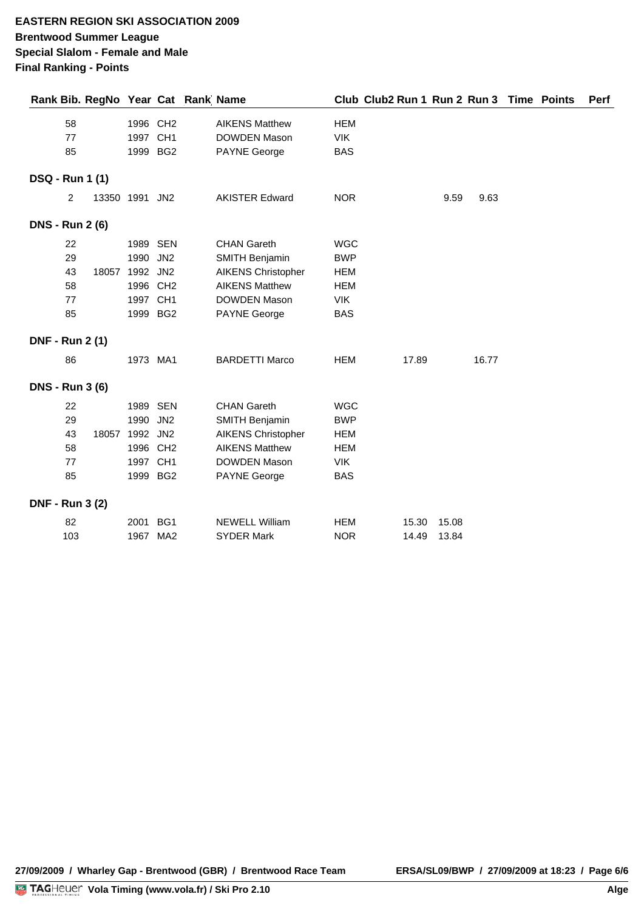# EASTERN REGION SKI ASSOCIATION 2009

**Brentwood Summer League**

**Special Slalom - Female and Male**

**Final Ranking - Points**

| Rank | Bib. | RegNo | Year | Cat | Rank | Name | Club | Club2 | Run 1 | Run 2 | Run 3 | Time | Points | Perf |
|---|---|---|---|---|---|---|---|---|---|---|---|---|---|---|
| | 58 | | 1996 | CH2 | | AIKENS Matthew | HEM | | | | | | | |
| | 77 | | 1997 | CH1 | | DOWDEN Mason | VIK | | | | | | | |
| | 85 | | 1999 | BG2 | | PAYNE George | BAS | | | | | | | |

**DSQ - Run 1 (1)**

| Rank | Bib. | RegNo | Year | Cat | Rank | Name | Club | Club2 | Run 1 | Run 2 | Run 3 | Time | Points | Perf |
|---|---|---|---|---|---|---|---|---|---|---|---|---|---|---|
| | 2 | 13350 | 1991 | JN2 | | AKISTER Edward | NOR | | | 9.59 | 9.63 | | | |

**DNS - Run 2 (6)**

| Rank | Bib. | RegNo | Year | Cat | Rank | Name | Club | Club2 | Run 1 | Run 2 | Run 3 | Time | Points | Perf |
|---|---|---|---|---|---|---|---|---|---|---|---|---|---|---|
| | 22 | | 1989 | SEN | | CHAN Gareth | WGC | | | | | | | |
| | 29 | | 1990 | JN2 | | SMITH Benjamin | BWP | | | | | | | |
| | 43 | 18057 | 1992 | JN2 | | AIKENS Christopher | HEM | | | | | | | |
| | 58 | | 1996 | CH2 | | AIKENS Matthew | HEM | | | | | | | |
| | 77 | | 1997 | CH1 | | DOWDEN Mason | VIK | | | | | | | |
| | 85 | | 1999 | BG2 | | PAYNE George | BAS | | | | | | | |

**DNF - Run 2 (1)**

| Rank | Bib. | RegNo | Year | Cat | Rank | Name | Club | Club2 | Run 1 | Run 2 | Run 3 | Time | Points | Perf |
|---|---|---|---|---|---|---|---|---|---|---|---|---|---|---|
| | 86 | | 1973 | MA1 | | BARDETTI Marco | HEM | | 17.89 | | 16.77 | | | |

**DNS - Run 3 (6)**

| Rank | Bib. | RegNo | Year | Cat | Rank | Name | Club | Club2 | Run 1 | Run 2 | Run 3 | Time | Points | Perf |
|---|---|---|---|---|---|---|---|---|---|---|---|---|---|---|
| | 22 | | 1989 | SEN | | CHAN Gareth | WGC | | | | | | | |
| | 29 | | 1990 | JN2 | | SMITH Benjamin | BWP | | | | | | | |
| | 43 | 18057 | 1992 | JN2 | | AIKENS Christopher | HEM | | | | | | | |
| | 58 | | 1996 | CH2 | | AIKENS Matthew | HEM | | | | | | | |
| | 77 | | 1997 | CH1 | | DOWDEN Mason | VIK | | | | | | | |
| | 85 | | 1999 | BG2 | | PAYNE George | BAS | | | | | | | |

**DNF - Run 3 (2)**

| Rank | Bib. | RegNo | Year | Cat | Rank | Name | Club | Club2 | Run 1 | Run 2 | Run 3 | Time | Points | Perf |
|---|---|---|---|---|---|---|---|---|---|---|---|---|---|---|
| | 82 | | 2001 | BG1 | | NEWELL William | HEM | | 15.30 | 15.08 | | | | |
| | 103 | | 1967 | MA2 | | SYDER Mark | NOR | | 14.49 | 13.84 | | | | |

27/09/2009 / Wharley Gap - Brentwood (GBR) / Brentwood Race Team ERSA/SL09/BWP / 27/09/2009 at 18:23

TAGHeuer Vola Timing (www.vola.fr) / Ski Pro 2.10 Alge